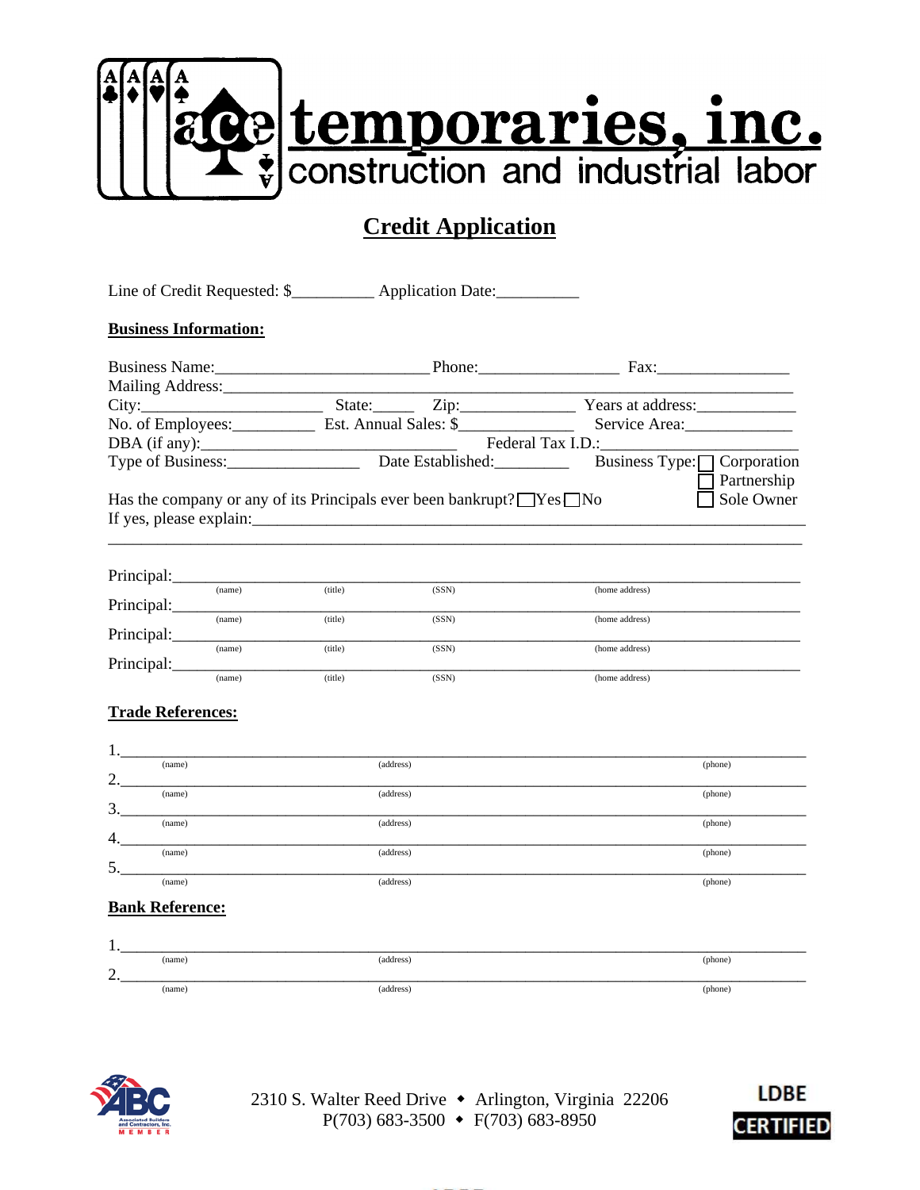# ace temporaries, inc.

construction and industrial labor

## Credit Application

Line of Credit Requested: $__________ Application Date:__________

**Business Information:**

Business Name:_________________________ Phone:________________ Fax:________________

Mailing Address:___________________________________________________________________

City:______________________ State:_____ Zip:_____________ Years at address:____________

No. of Employees:__________ Est. Annual Sales: $_____________ Service Area:_____________

DBA (if any):_______________________________ Federal Tax I.D.:_______________________

Type of Business:________________ Date Established:_________ Business Type: ☐ Corporation ☐ Partnership ☐ Sole Owner

Has the company or any of its Principals ever been bankrupt? ☐Yes ☐No

If yes, please explain:___________________________________________________________________

_______________________________________________________________________________

Principal:_______________________________________________________________________
(name) (title) (SSN) (home address)

Principal:_______________________________________________________________________
(name) (title) (SSN) (home address)

Principal:_______________________________________________________________________
(name) (title) (SSN) (home address)

Principal:_______________________________________________________________________
(name) (title) (SSN) (home address)

**Trade References:**

1._______________________________________________________________________________
(name) (address) (phone)

2._______________________________________________________________________________
(name) (address) (phone)

3._______________________________________________________________________________
(name) (address) (phone)

4._______________________________________________________________________________
(name) (address) (phone)

5._______________________________________________________________________________
(name) (address) (phone)

**Bank Reference:**

1._______________________________________________________________________________
(name) (address) (phone)

2._______________________________________________________________________________
(name) (address) (phone)

ABC Associated Builders and Contractors, Inc. MEMBER

2310 S. Walter Reed Drive ◆ Arlington, Virginia 22206
P(703) 683-3500 ◆ F(703) 683-8950

LDBE CERTIFIED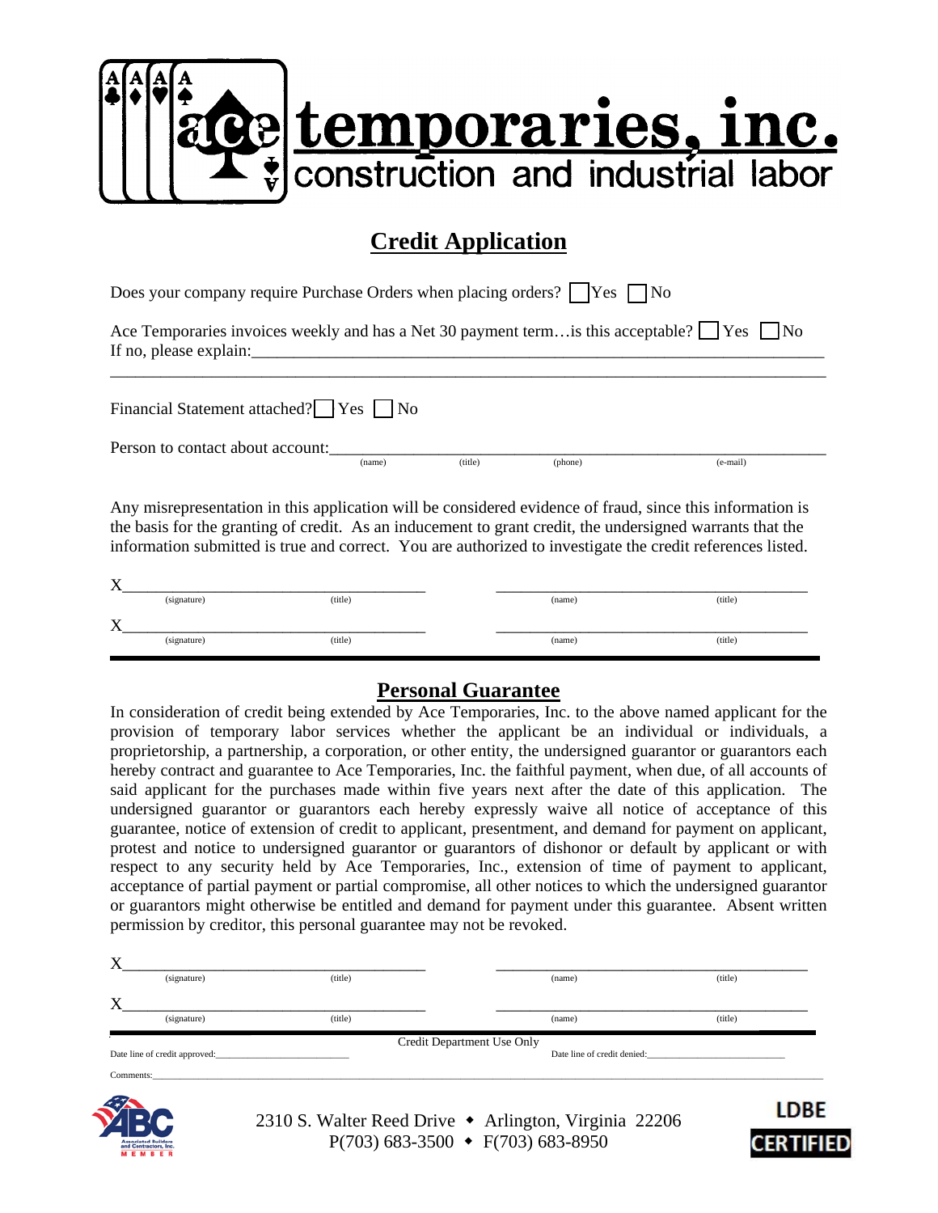# ace temporaries, inc.

construction and industrial labor

## Credit Application

Does your company require Purchase Orders when placing orders? ☐ Yes ☐ No

Ace Temporaries invoices weekly and has a Net 30 payment term…is this acceptable? ☐ Yes ☐ No

If no, please explain:\_\_\_\_\_\_\_\_\_\_\_\_\_\_\_\_\_\_\_\_\_\_\_\_\_\_\_\_\_\_\_\_\_\_\_\_\_\_\_\_\_\_\_\_\_\_\_\_\_\_\_\_\_\_\_\_\_\_\_\_

\_\_\_\_\_\_\_\_\_\_\_\_\_\_\_\_\_\_\_\_\_\_\_\_\_\_\_\_\_\_\_\_\_\_\_\_\_\_\_\_\_\_\_\_\_\_\_\_\_\_\_\_\_\_\_\_\_\_\_\_\_\_\_\_\_\_\_\_\_\_\_\_\_\_\_\_

Financial Statement attached? ☐ Yes ☐ No

Person to contact about account:\_\_\_\_\_\_\_\_\_\_\_\_\_\_\_\_\_\_\_\_\_\_\_\_\_\_\_\_\_\_\_\_\_\_\_\_\_\_\_\_\_\_\_\_\_\_\_\_\_\_\_\_

(name) (title) (phone) (e-mail)

Any misrepresentation in this application will be considered evidence of fraud, since this information is the basis for the granting of credit. As an inducement to grant credit, the undersigned warrants that the information submitted is true and correct. You are authorized to investigate the credit references listed.

X\_\_\_\_\_\_\_\_\_\_\_\_\_\_\_\_\_\_\_\_\_\_\_\_\_\_\_\_\_\_\_\_ \_\_\_\_\_\_\_\_\_\_\_\_\_\_\_\_\_\_\_\_\_\_\_\_\_\_\_\_\_\_\_\_

(signature) (title) (name) (title)

X\_\_\_\_\_\_\_\_\_\_\_\_\_\_\_\_\_\_\_\_\_\_\_\_\_\_\_\_\_\_\_\_ \_\_\_\_\_\_\_\_\_\_\_\_\_\_\_\_\_\_\_\_\_\_\_\_\_\_\_\_\_\_\_\_

(signature) (title) (name) (title)

## Personal Guarantee

In consideration of credit being extended by Ace Temporaries, Inc. to the above named applicant for the provision of temporary labor services whether the applicant be an individual or individuals, a proprietorship, a partnership, a corporation, or other entity, the undersigned guarantor or guarantors each hereby contract and guarantee to Ace Temporaries, Inc. the faithful payment, when due, of all accounts of said applicant for the purchases made within five years next after the date of this application. The undersigned guarantor or guarantors each hereby expressly waive all notice of acceptance of this guarantee, notice of extension of credit to applicant, presentment, and demand for payment on applicant, protest and notice to undersigned guarantor or guarantors of dishonor or default by applicant or with respect to any security held by Ace Temporaries, Inc., extension of time of payment to applicant, acceptance of partial payment or partial compromise, all other notices to which the undersigned guarantor or guarantors might otherwise be entitled and demand for payment under this guarantee. Absent written permission by creditor, this personal guarantee may not be revoked.

X\_\_\_\_\_\_\_\_\_\_\_\_\_\_\_\_\_\_\_\_\_\_\_\_\_\_\_\_\_\_\_\_ \_\_\_\_\_\_\_\_\_\_\_\_\_\_\_\_\_\_\_\_\_\_\_\_\_\_\_\_\_\_\_\_

(signature) (title) (name) (title)

X\_\_\_\_\_\_\_\_\_\_\_\_\_\_\_\_\_\_\_\_\_\_\_\_\_\_\_\_\_\_\_\_ \_\_\_\_\_\_\_\_\_\_\_\_\_\_\_\_\_\_\_\_\_\_\_\_\_\_\_\_\_\_\_\_

(signature) (title) (name) (title)

Credit Department Use Only

Date line of credit approved:\_\_\_\_\_\_\_\_\_\_\_\_\_\_\_\_\_\_\_\_ Date line of credit denied:\_\_\_\_\_\_\_\_\_\_\_\_\_\_\_\_\_\_\_\_

Comments:\_\_\_\_\_\_\_\_\_\_\_\_\_\_\_\_\_\_\_\_\_\_\_\_\_\_\_\_\_\_\_\_\_\_\_\_\_\_\_\_\_\_\_\_\_\_\_\_\_\_\_\_\_\_\_\_\_\_\_\_\_\_\_\_\_\_\_\_\_\_

ABC Associated Builders and Contractors, Inc. MEMBER

2310 S. Walter Reed Drive ◆ Arlington, Virginia 22206

P(703) 683-3500 ◆ F(703) 683-8950

LDBE CERTIFIED